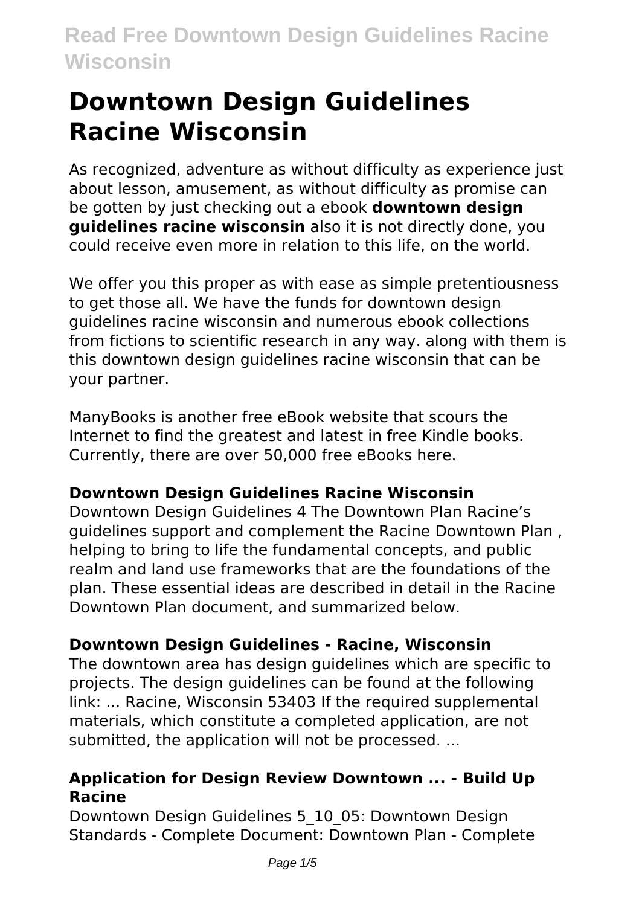# Downtown Design Guidelines Racine Wisconsin

As recognized, adventure as without difficulty as experience just about lesson, amusement, as without difficulty as promise can be gotten by just checking out a ebook **downtown design guidelines racine wisconsin** also it is not directly done, you could receive even more in relation to this life, on the world.

We offer you this proper as with ease as simple pretentiousness to get those all. We have the funds for downtown design guidelines racine wisconsin and numerous ebook collections from fictions to scientific research in any way. along with them is this downtown design guidelines racine wisconsin that can be your partner.

ManyBooks is another free eBook website that scours the Internet to find the greatest and latest in free Kindle books. Currently, there are over 50,000 free eBooks here.

### Downtown Design Guidelines Racine Wisconsin

Downtown Design Guidelines 4 The Downtown Plan Racine's guidelines support and complement the Racine Downtown Plan , helping to bring to life the fundamental concepts, and public realm and land use frameworks that are the foundations of the plan. These essential ideas are described in detail in the Racine Downtown Plan document, and summarized below.

### Downtown Design Guidelines - Racine, Wisconsin

The downtown area has design guidelines which are specific to projects. The design guidelines can be found at the following link: ... Racine, Wisconsin 53403 If the required supplemental materials, which constitute a completed application, are not submitted, the application will not be processed. ...

### Application for Design Review Downtown ... - Build Up Racine

Downtown Design Guidelines 5_10_05: Downtown Design Standards - Complete Document: Downtown Plan - Complete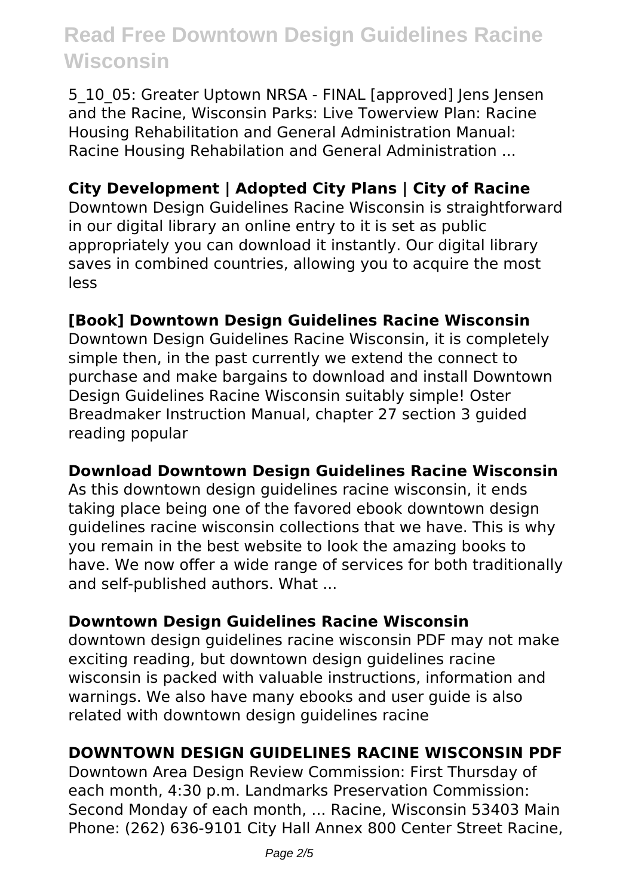5_10_05: Greater Uptown NRSA - FINAL [approved] Jens Jensen and the Racine, Wisconsin Parks: Live Towerview Plan: Racine Housing Rehabilitation and General Administration Manual: Racine Housing Rehabilation and General Administration ...

## City Development | Adopted City Plans | City of Racine

Downtown Design Guidelines Racine Wisconsin is straightforward in our digital library an online entry to it is set as public appropriately you can download it instantly. Our digital library saves in combined countries, allowing you to acquire the most less

## [Book] Downtown Design Guidelines Racine Wisconsin

Downtown Design Guidelines Racine Wisconsin, it is completely simple then, in the past currently we extend the connect to purchase and make bargains to download and install Downtown Design Guidelines Racine Wisconsin suitably simple! Oster Breadmaker Instruction Manual, chapter 27 section 3 guided reading popular

## Download Downtown Design Guidelines Racine Wisconsin

As this downtown design guidelines racine wisconsin, it ends taking place being one of the favored ebook downtown design guidelines racine wisconsin collections that we have. This is why you remain in the best website to look the amazing books to have. We now offer a wide range of services for both traditionally and self-published authors. What ...

## Downtown Design Guidelines Racine Wisconsin

downtown design guidelines racine wisconsin PDF may not make exciting reading, but downtown design guidelines racine wisconsin is packed with valuable instructions, information and warnings. We also have many ebooks and user guide is also related with downtown design guidelines racine

## DOWNTOWN DESIGN GUIDELINES RACINE WISCONSIN PDF

Downtown Area Design Review Commission: First Thursday of each month, 4:30 p.m. Landmarks Preservation Commission: Second Monday of each month, ... Racine, Wisconsin 53403 Main Phone: (262) 636-9101 City Hall Annex 800 Center Street Racine,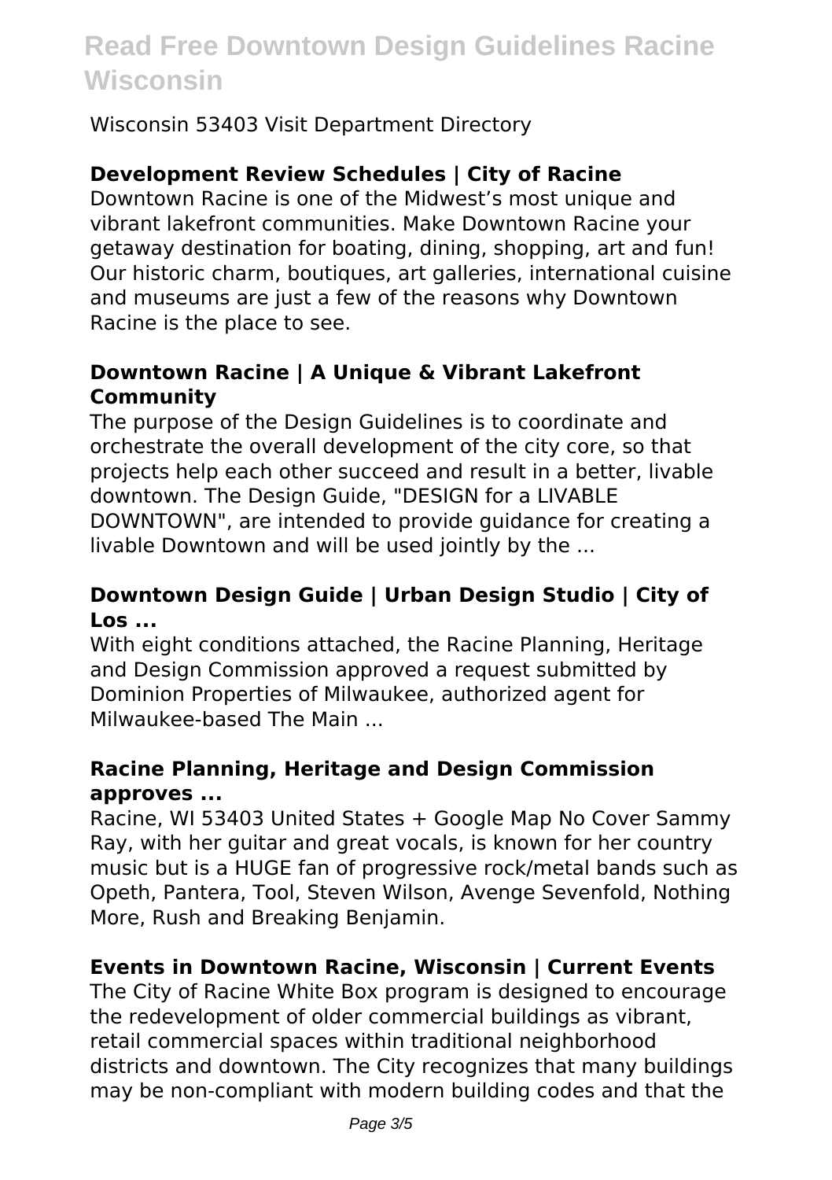Wisconsin 53403 Visit Department Directory

### Development Review Schedules | City of Racine

Downtown Racine is one of the Midwest's most unique and vibrant lakefront communities. Make Downtown Racine your getaway destination for boating, dining, shopping, art and fun! Our historic charm, boutiques, art galleries, international cuisine and museums are just a few of the reasons why Downtown Racine is the place to see.

### Downtown Racine | A Unique & Vibrant Lakefront Community

The purpose of the Design Guidelines is to coordinate and orchestrate the overall development of the city core, so that projects help each other succeed and result in a better, livable downtown. The Design Guide, "DESIGN for a LIVABLE DOWNTOWN", are intended to provide guidance for creating a livable Downtown and will be used jointly by the ...

### Downtown Design Guide | Urban Design Studio | City of Los ...

With eight conditions attached, the Racine Planning, Heritage and Design Commission approved a request submitted by Dominion Properties of Milwaukee, authorized agent for Milwaukee-based The Main ...

### Racine Planning, Heritage and Design Commission approves ...

Racine, WI 53403 United States + Google Map No Cover Sammy Ray, with her guitar and great vocals, is known for her country music but is a HUGE fan of progressive rock/metal bands such as Opeth, Pantera, Tool, Steven Wilson, Avenge Sevenfold, Nothing More, Rush and Breaking Benjamin.

### Events in Downtown Racine, Wisconsin | Current Events

The City of Racine White Box program is designed to encourage the redevelopment of older commercial buildings as vibrant, retail commercial spaces within traditional neighborhood districts and downtown. The City recognizes that many buildings may be non-compliant with modern building codes and that the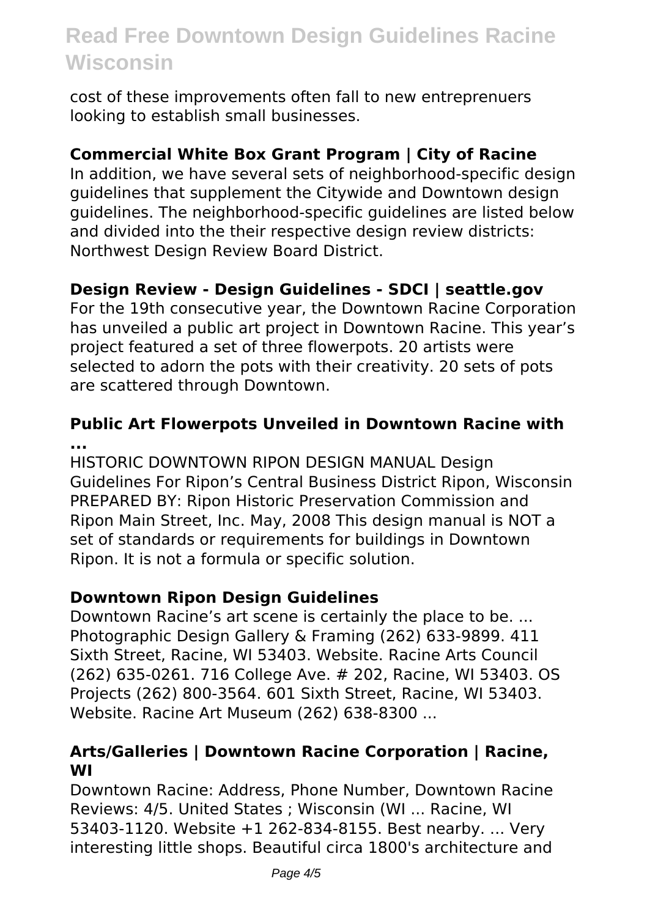cost of these improvements often fall to new entreprenuers looking to establish small businesses.

## Commercial White Box Grant Program | City of Racine

In addition, we have several sets of neighborhood-specific design guidelines that supplement the Citywide and Downtown design guidelines. The neighborhood-specific guidelines are listed below and divided into the their respective design review districts: Northwest Design Review Board District.

## Design Review - Design Guidelines - SDCI | seattle.gov

For the 19th consecutive year, the Downtown Racine Corporation has unveiled a public art project in Downtown Racine. This year's project featured a set of three flowerpots. 20 artists were selected to adorn the pots with their creativity. 20 sets of pots are scattered through Downtown.

## Public Art Flowerpots Unveiled in Downtown Racine with ...

HISTORIC DOWNTOWN RIPON DESIGN MANUAL Design Guidelines For Ripon's Central Business District Ripon, Wisconsin PREPARED BY: Ripon Historic Preservation Commission and Ripon Main Street, Inc. May, 2008 This design manual is NOT a set of standards or requirements for buildings in Downtown Ripon. It is not a formula or specific solution.

## Downtown Ripon Design Guidelines

Downtown Racine's art scene is certainly the place to be. ... Photographic Design Gallery & Framing (262) 633-9899. 411 Sixth Street, Racine, WI 53403. Website. Racine Arts Council (262) 635-0261. 716 College Ave. # 202, Racine, WI 53403. OS Projects (262) 800-3564. 601 Sixth Street, Racine, WI 53403. Website. Racine Art Museum (262) 638-8300 ...

## Arts/Galleries | Downtown Racine Corporation | Racine, WI

Downtown Racine: Address, Phone Number, Downtown Racine Reviews: 4/5. United States ; Wisconsin (WI ... Racine, WI 53403-1120. Website +1 262-834-8155. Best nearby. ... Very interesting little shops. Beautiful circa 1800's architecture and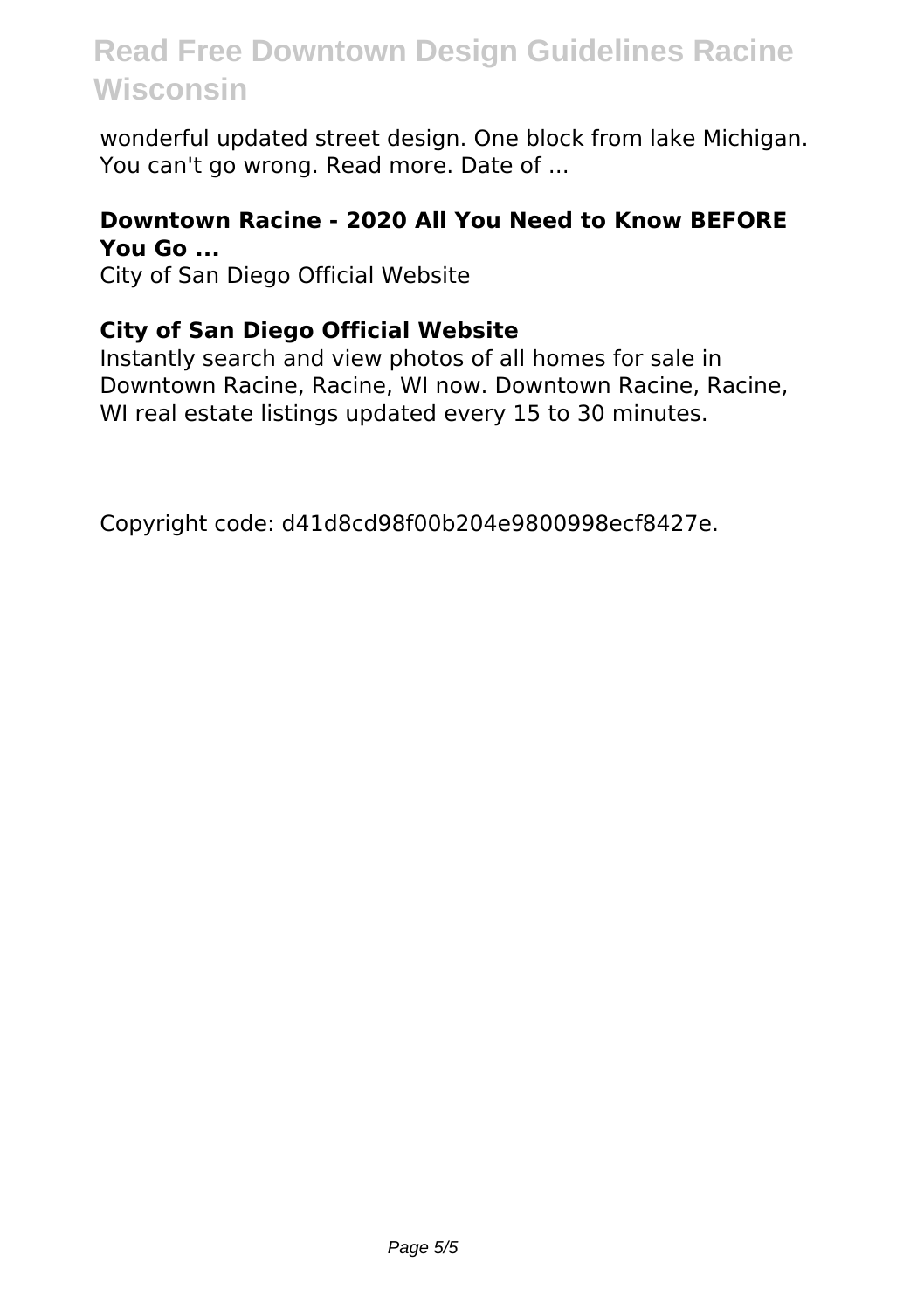wonderful updated street design. One block from lake Michigan. You can't go wrong. Read more. Date of ...

**Downtown Racine - 2020 All You Need to Know BEFORE You Go ...**

City of San Diego Official Website

**City of San Diego Official Website**

Instantly search and view photos of all homes for sale in Downtown Racine, Racine, WI now. Downtown Racine, Racine, WI real estate listings updated every 15 to 30 minutes.

Copyright code: d41d8cd98f00b204e9800998ecf8427e.